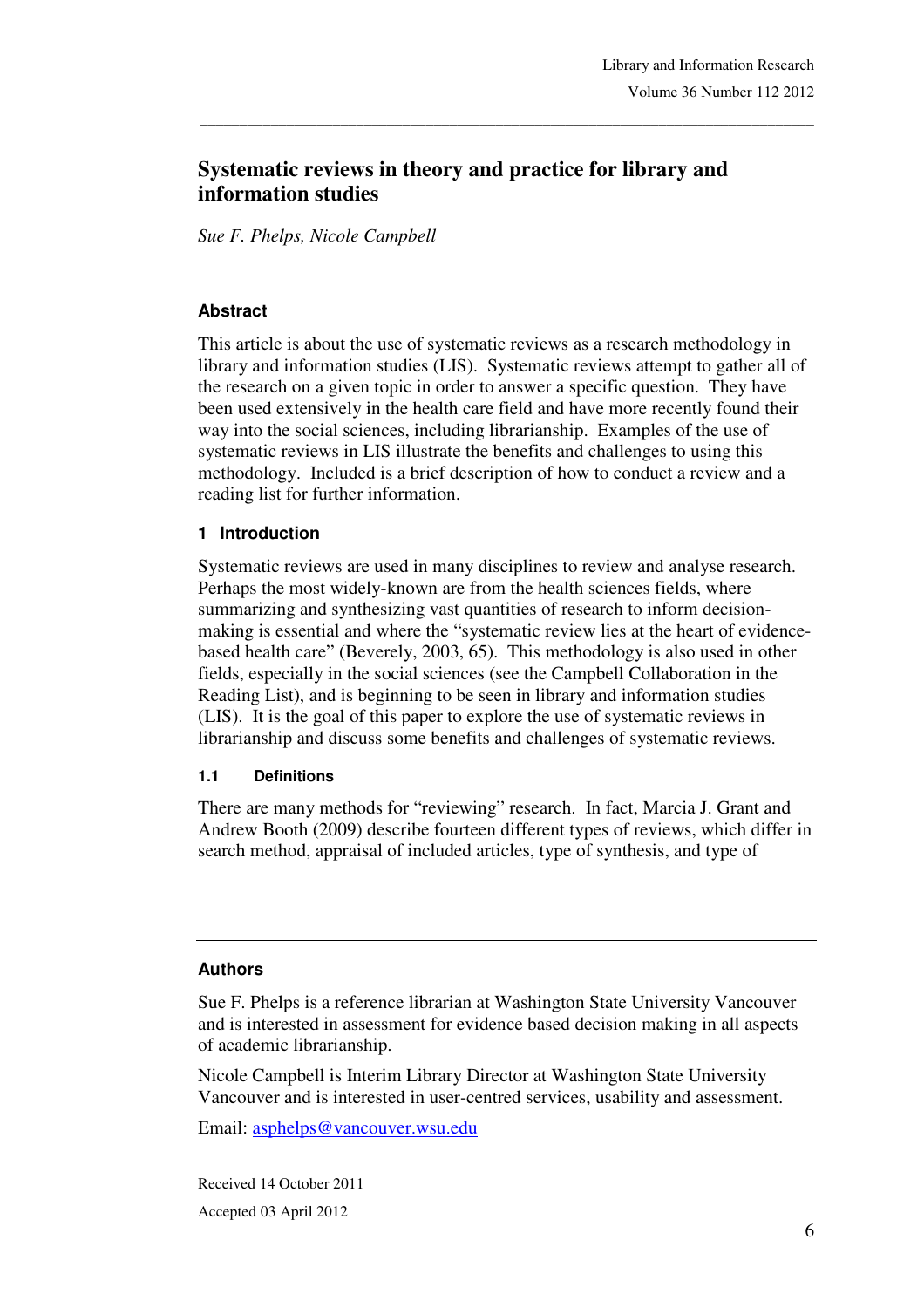# Systematic reviews in theory and practice for library and information studies

*Sue F. Phelps, Nicole Campbell*

### Abstract

This article is about the use of systematic reviews as a research methodology in library and information studies (LIS). Systematic reviews attempt to gather all of the research on a given topic in order to answer a specific question. They have been used extensively in the health care field and have more recently found their way into the social sciences, including librarianship. Examples of the use of systematic reviews in LIS illustrate the benefits and challenges to using this methodology. Included is a brief description of how to conduct a review and a reading list for further information.

## 1 Introduction

Systematic reviews are used in many disciplines to review and analyse research. Perhaps the most widely-known are from the health sciences fields, where summarizing and synthesizing vast quantities of research to inform decision-making is essential and where the "systematic review lies at the heart of evidence-based health care" (Beverely, 2003, 65). This methodology is also used in other fields, especially in the social sciences (see the Campbell Collaboration in the Reading List), and is beginning to be seen in library and information studies (LIS). It is the goal of this paper to explore the use of systematic reviews in librarianship and discuss some benefits and challenges of systematic reviews.

### 1.1 Definitions

There are many methods for "reviewing" research. In fact, Marcia J. Grant and Andrew Booth (2009) describe fourteen different types of reviews, which differ in search method, appraisal of included articles, type of synthesis, and type of

---

### Authors

Sue F. Phelps is a reference librarian at Washington State University Vancouver and is interested in assessment for evidence based decision making in all aspects of academic librarianship.

Nicole Campbell is Interim Library Director at Washington State University Vancouver and is interested in user-centred services, usability and assessment.

Email: asphelps@vancouver.wsu.edu

Received 14 October 2011

Accepted 03 April 2012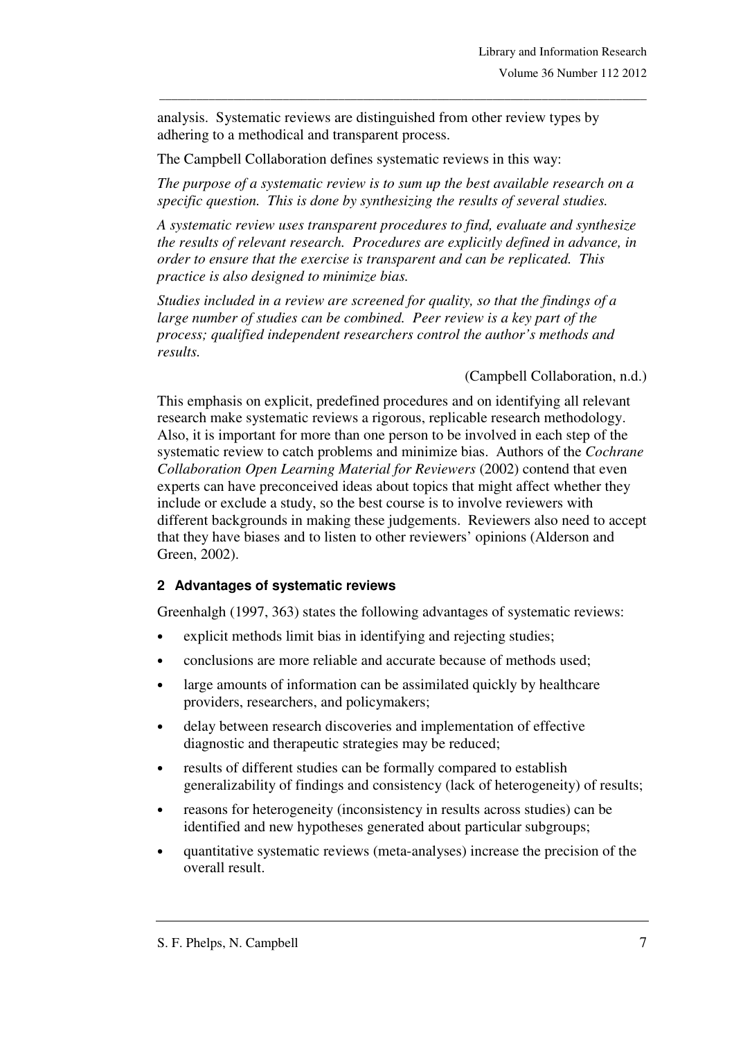analysis. Systematic reviews are distinguished from other review types by adhering to a methodical and transparent process.

The Campbell Collaboration defines systematic reviews in this way:

*The purpose of a systematic review is to sum up the best available research on a specific question. This is done by synthesizing the results of several studies.*

*A systematic review uses transparent procedures to find, evaluate and synthesize the results of relevant research. Procedures are explicitly defined in advance, in order to ensure that the exercise is transparent and can be replicated. This practice is also designed to minimize bias.*

*Studies included in a review are screened for quality, so that the findings of a large number of studies can be combined. Peer review is a key part of the process; qualified independent researchers control the author's methods and results.*

(Campbell Collaboration, n.d.)

This emphasis on explicit, predefined procedures and on identifying all relevant research make systematic reviews a rigorous, replicable research methodology. Also, it is important for more than one person to be involved in each step of the systematic review to catch problems and minimize bias. Authors of the *Cochrane Collaboration Open Learning Material for Reviewers* (2002) contend that even experts can have preconceived ideas about topics that might affect whether they include or exclude a study, so the best course is to involve reviewers with different backgrounds in making these judgements. Reviewers also need to accept that they have biases and to listen to other reviewers' opinions (Alderson and Green, 2002).

## 2 Advantages of systematic reviews

Greenhalgh (1997, 363) states the following advantages of systematic reviews:

- explicit methods limit bias in identifying and rejecting studies;
- conclusions are more reliable and accurate because of methods used;
- large amounts of information can be assimilated quickly by healthcare providers, researchers, and policymakers;
- delay between research discoveries and implementation of effective diagnostic and therapeutic strategies may be reduced;
- results of different studies can be formally compared to establish generalizability of findings and consistency (lack of heterogeneity) of results;
- reasons for heterogeneity (inconsistency in results across studies) can be identified and new hypotheses generated about particular subgroups;
- quantitative systematic reviews (meta-analyses) increase the precision of the overall result.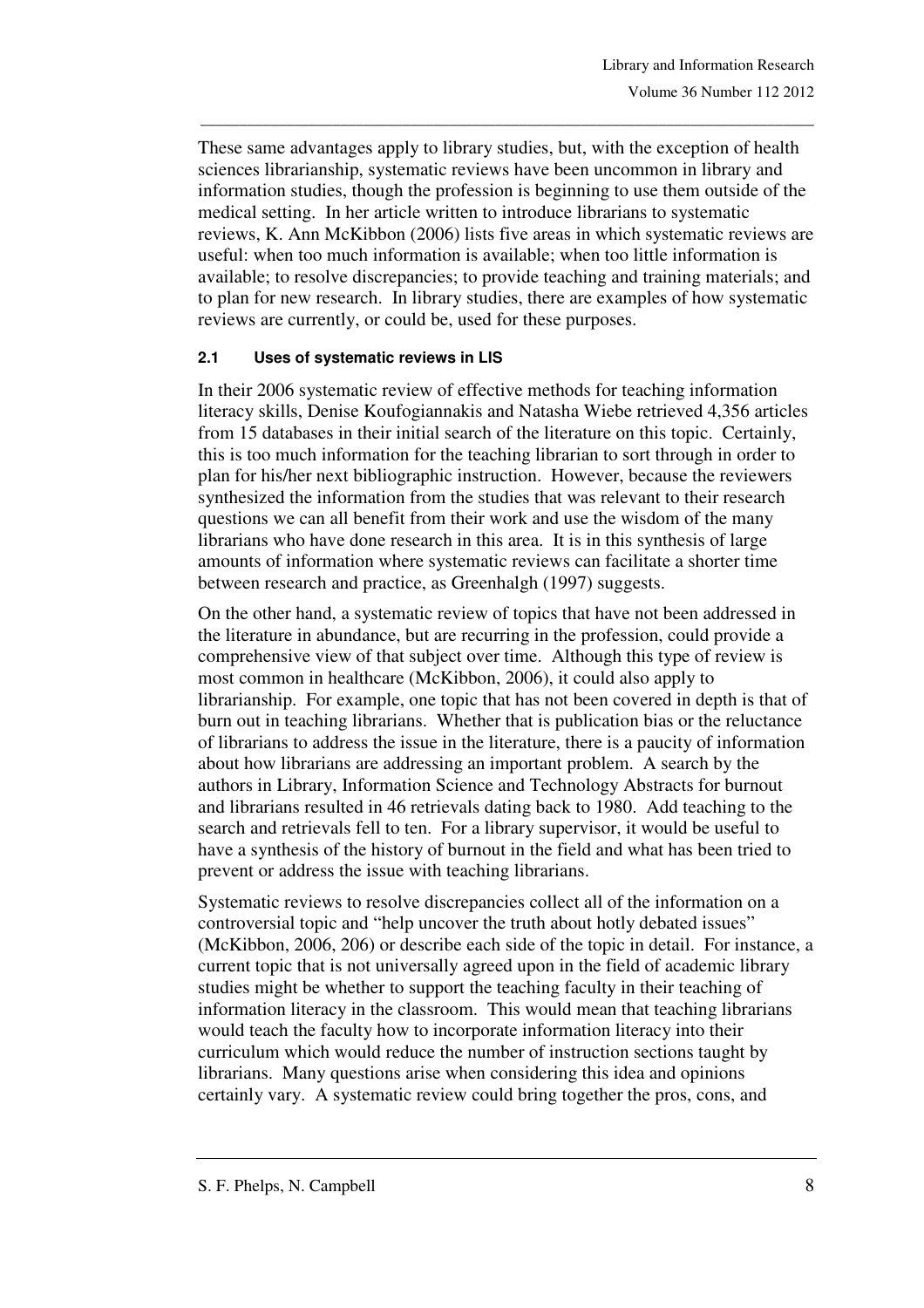These same advantages apply to library studies, but, with the exception of health sciences librarianship, systematic reviews have been uncommon in library and information studies, though the profession is beginning to use them outside of the medical setting. In her article written to introduce librarians to systematic reviews, K. Ann McKibbon (2006) lists five areas in which systematic reviews are useful: when too much information is available; when too little information is available; to resolve discrepancies; to provide teaching and training materials; and to plan for new research. In library studies, there are examples of how systematic reviews are currently, or could be, used for these purposes.

### 2.1 Uses of systematic reviews in LIS

In their 2006 systematic review of effective methods for teaching information literacy skills, Denise Koufogiannakis and Natasha Wiebe retrieved 4,356 articles from 15 databases in their initial search of the literature on this topic. Certainly, this is too much information for the teaching librarian to sort through in order to plan for his/her next bibliographic instruction. However, because the reviewers synthesized the information from the studies that was relevant to their research questions we can all benefit from their work and use the wisdom of the many librarians who have done research in this area. It is in this synthesis of large amounts of information where systematic reviews can facilitate a shorter time between research and practice, as Greenhalgh (1997) suggests.

On the other hand, a systematic review of topics that have not been addressed in the literature in abundance, but are recurring in the profession, could provide a comprehensive view of that subject over time. Although this type of review is most common in healthcare (McKibbon, 2006), it could also apply to librarianship. For example, one topic that has not been covered in depth is that of burn out in teaching librarians. Whether that is publication bias or the reluctance of librarians to address the issue in the literature, there is a paucity of information about how librarians are addressing an important problem. A search by the authors in Library, Information Science and Technology Abstracts for burnout and librarians resulted in 46 retrievals dating back to 1980. Add teaching to the search and retrievals fell to ten. For a library supervisor, it would be useful to have a synthesis of the history of burnout in the field and what has been tried to prevent or address the issue with teaching librarians.

Systematic reviews to resolve discrepancies collect all of the information on a controversial topic and "help uncover the truth about hotly debated issues" (McKibbon, 2006, 206) or describe each side of the topic in detail. For instance, a current topic that is not universally agreed upon in the field of academic library studies might be whether to support the teaching faculty in their teaching of information literacy in the classroom. This would mean that teaching librarians would teach the faculty how to incorporate information literacy into their curriculum which would reduce the number of instruction sections taught by librarians. Many questions arise when considering this idea and opinions certainly vary. A systematic review could bring together the pros, cons, and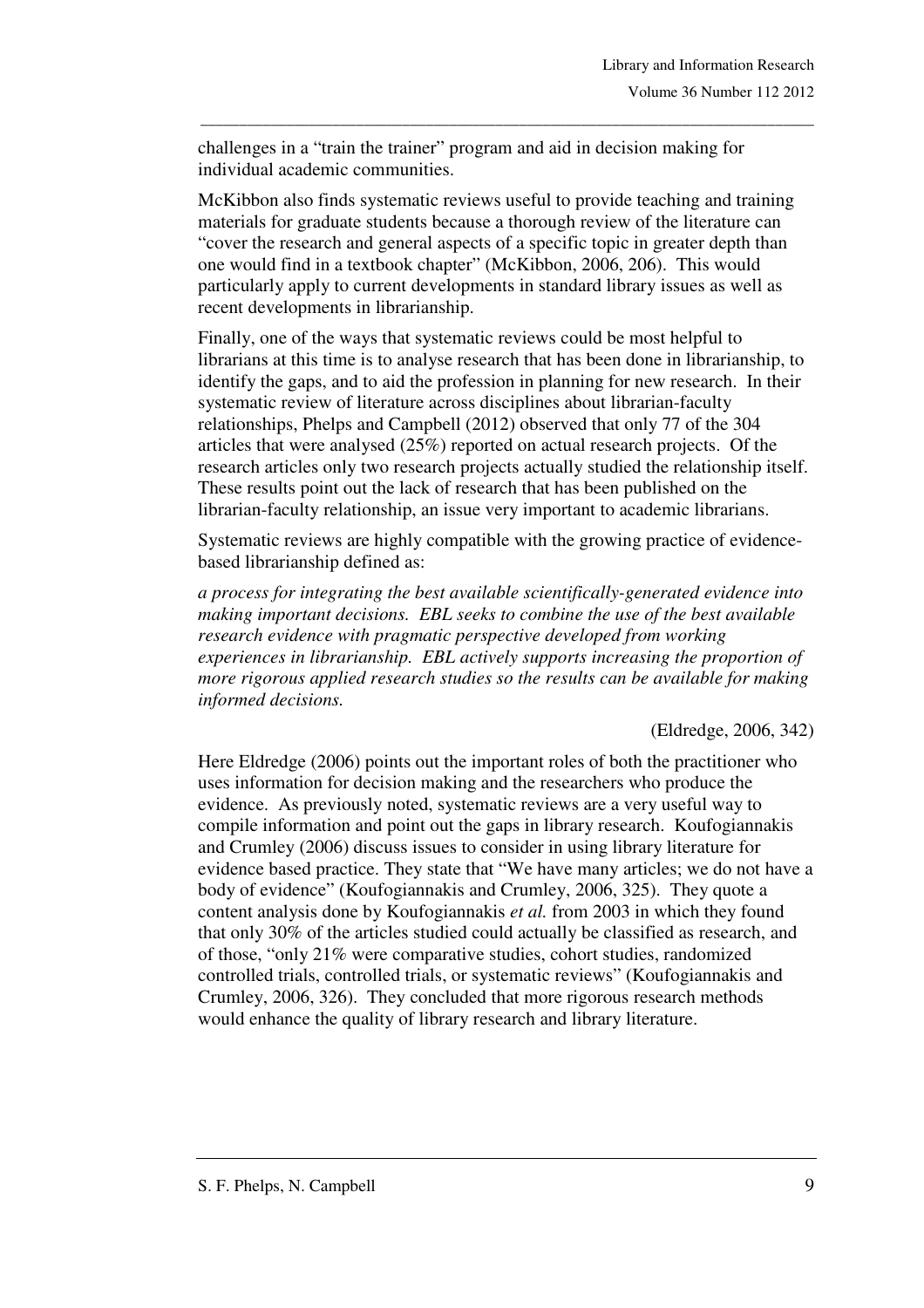challenges in a "train the trainer" program and aid in decision making for individual academic communities.

McKibbon also finds systematic reviews useful to provide teaching and training materials for graduate students because a thorough review of the literature can "cover the research and general aspects of a specific topic in greater depth than one would find in a textbook chapter" (McKibbon, 2006, 206). This would particularly apply to current developments in standard library issues as well as recent developments in librarianship.

Finally, one of the ways that systematic reviews could be most helpful to librarians at this time is to analyse research that has been done in librarianship, to identify the gaps, and to aid the profession in planning for new research. In their systematic review of literature across disciplines about librarian-faculty relationships, Phelps and Campbell (2012) observed that only 77 of the 304 articles that were analysed (25%) reported on actual research projects. Of the research articles only two research projects actually studied the relationship itself. These results point out the lack of research that has been published on the librarian-faculty relationship, an issue very important to academic librarians.

Systematic reviews are highly compatible with the growing practice of evidence-based librarianship defined as:

*a process for integrating the best available scientifically-generated evidence into making important decisions. EBL seeks to combine the use of the best available research evidence with pragmatic perspective developed from working experiences in librarianship. EBL actively supports increasing the proportion of more rigorous applied research studies so the results can be available for making informed decisions.*

(Eldredge, 2006, 342)

Here Eldredge (2006) points out the important roles of both the practitioner who uses information for decision making and the researchers who produce the evidence. As previously noted, systematic reviews are a very useful way to compile information and point out the gaps in library research. Koufogiannakis and Crumley (2006) discuss issues to consider in using library literature for evidence based practice. They state that "We have many articles; we do not have a body of evidence" (Koufogiannakis and Crumley, 2006, 325). They quote a content analysis done by Koufogiannakis *et al.* from 2003 in which they found that only 30% of the articles studied could actually be classified as research, and of those, "only 21% were comparative studies, cohort studies, randomized controlled trials, controlled trials, or systematic reviews" (Koufogiannakis and Crumley, 2006, 326). They concluded that more rigorous research methods would enhance the quality of library research and library literature.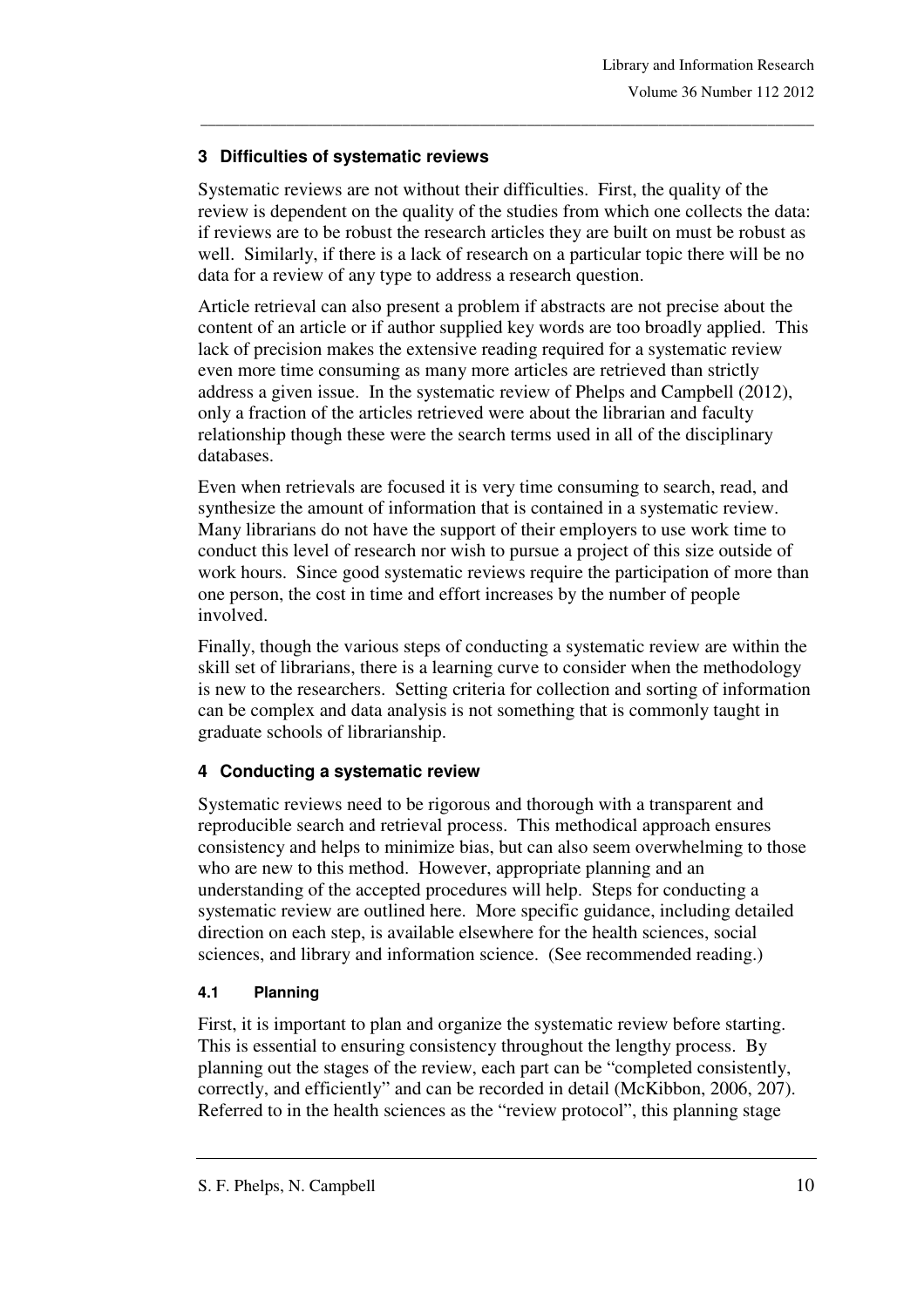## 3 Difficulties of systematic reviews

Systematic reviews are not without their difficulties. First, the quality of the review is dependent on the quality of the studies from which one collects the data: if reviews are to be robust the research articles they are built on must be robust as well. Similarly, if there is a lack of research on a particular topic there will be no data for a review of any type to address a research question.

Article retrieval can also present a problem if abstracts are not precise about the content of an article or if author supplied key words are too broadly applied. This lack of precision makes the extensive reading required for a systematic review even more time consuming as many more articles are retrieved than strictly address a given issue. In the systematic review of Phelps and Campbell (2012), only a fraction of the articles retrieved were about the librarian and faculty relationship though these were the search terms used in all of the disciplinary databases.

Even when retrievals are focused it is very time consuming to search, read, and synthesize the amount of information that is contained in a systematic review. Many librarians do not have the support of their employers to use work time to conduct this level of research nor wish to pursue a project of this size outside of work hours. Since good systematic reviews require the participation of more than one person, the cost in time and effort increases by the number of people involved.

Finally, though the various steps of conducting a systematic review are within the skill set of librarians, there is a learning curve to consider when the methodology is new to the researchers. Setting criteria for collection and sorting of information can be complex and data analysis is not something that is commonly taught in graduate schools of librarianship.

## 4 Conducting a systematic review

Systematic reviews need to be rigorous and thorough with a transparent and reproducible search and retrieval process. This methodical approach ensures consistency and helps to minimize bias, but can also seem overwhelming to those who are new to this method. However, appropriate planning and an understanding of the accepted procedures will help. Steps for conducting a systematic review are outlined here. More specific guidance, including detailed direction on each step, is available elsewhere for the health sciences, social sciences, and library and information science. (See recommended reading.)

### 4.1 Planning

First, it is important to plan and organize the systematic review before starting. This is essential to ensuring consistency throughout the lengthy process. By planning out the stages of the review, each part can be "completed consistently, correctly, and efficiently" and can be recorded in detail (McKibbon, 2006, 207). Referred to in the health sciences as the "review protocol", this planning stage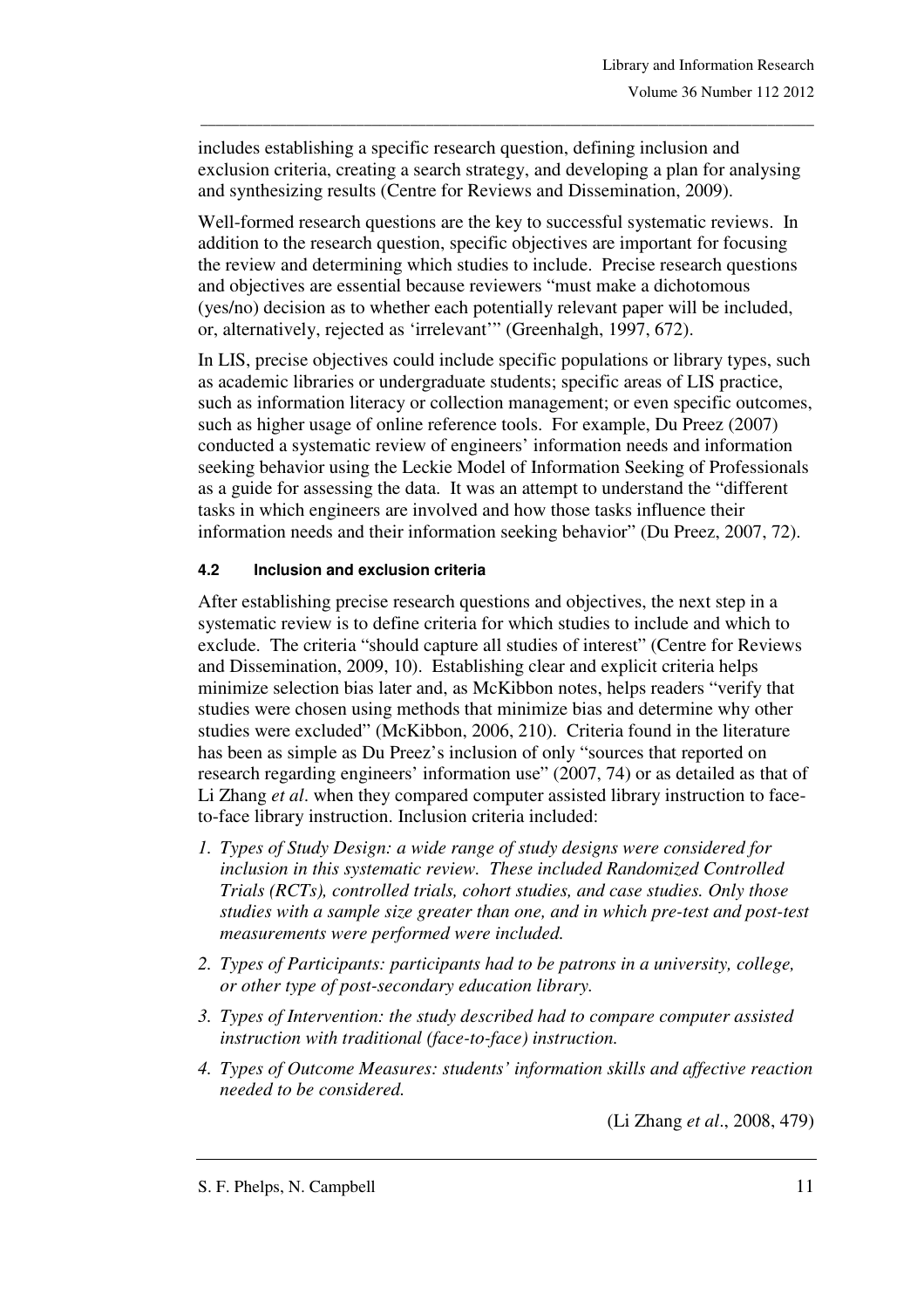includes establishing a specific research question, defining inclusion and exclusion criteria, creating a search strategy, and developing a plan for analysing and synthesizing results (Centre for Reviews and Dissemination, 2009).

Well-formed research questions are the key to successful systematic reviews. In addition to the research question, specific objectives are important for focusing the review and determining which studies to include. Precise research questions and objectives are essential because reviewers "must make a dichotomous (yes/no) decision as to whether each potentially relevant paper will be included, or, alternatively, rejected as 'irrelevant'" (Greenhalgh, 1997, 672).

In LIS, precise objectives could include specific populations or library types, such as academic libraries or undergraduate students; specific areas of LIS practice, such as information literacy or collection management; or even specific outcomes, such as higher usage of online reference tools. For example, Du Preez (2007) conducted a systematic review of engineers' information needs and information seeking behavior using the Leckie Model of Information Seeking of Professionals as a guide for assessing the data. It was an attempt to understand the "different tasks in which engineers are involved and how those tasks influence their information needs and their information seeking behavior" (Du Preez, 2007, 72).

#### 4.2 Inclusion and exclusion criteria

After establishing precise research questions and objectives, the next step in a systematic review is to define criteria for which studies to include and which to exclude. The criteria "should capture all studies of interest" (Centre for Reviews and Dissemination, 2009, 10). Establishing clear and explicit criteria helps minimize selection bias later and, as McKibbon notes, helps readers "verify that studies were chosen using methods that minimize bias and determine why other studies were excluded" (McKibbon, 2006, 210). Criteria found in the literature has been as simple as Du Preez's inclusion of only "sources that reported on research regarding engineers' information use" (2007, 74) or as detailed as that of Li Zhang *et al*. when they compared computer assisted library instruction to face-to-face library instruction. Inclusion criteria included:

1. *Types of Study Design: a wide range of study designs were considered for inclusion in this systematic review. These included Randomized Controlled Trials (RCTs), controlled trials, cohort studies, and case studies. Only those studies with a sample size greater than one, and in which pre-test and post-test measurements were performed were included.*
2. *Types of Participants: participants had to be patrons in a university, college, or other type of post-secondary education library.*
3. *Types of Intervention: the study described had to compare computer assisted instruction with traditional (face-to-face) instruction.*
4. *Types of Outcome Measures: students' information skills and affective reaction needed to be considered.*

(Li Zhang *et al*., 2008, 479)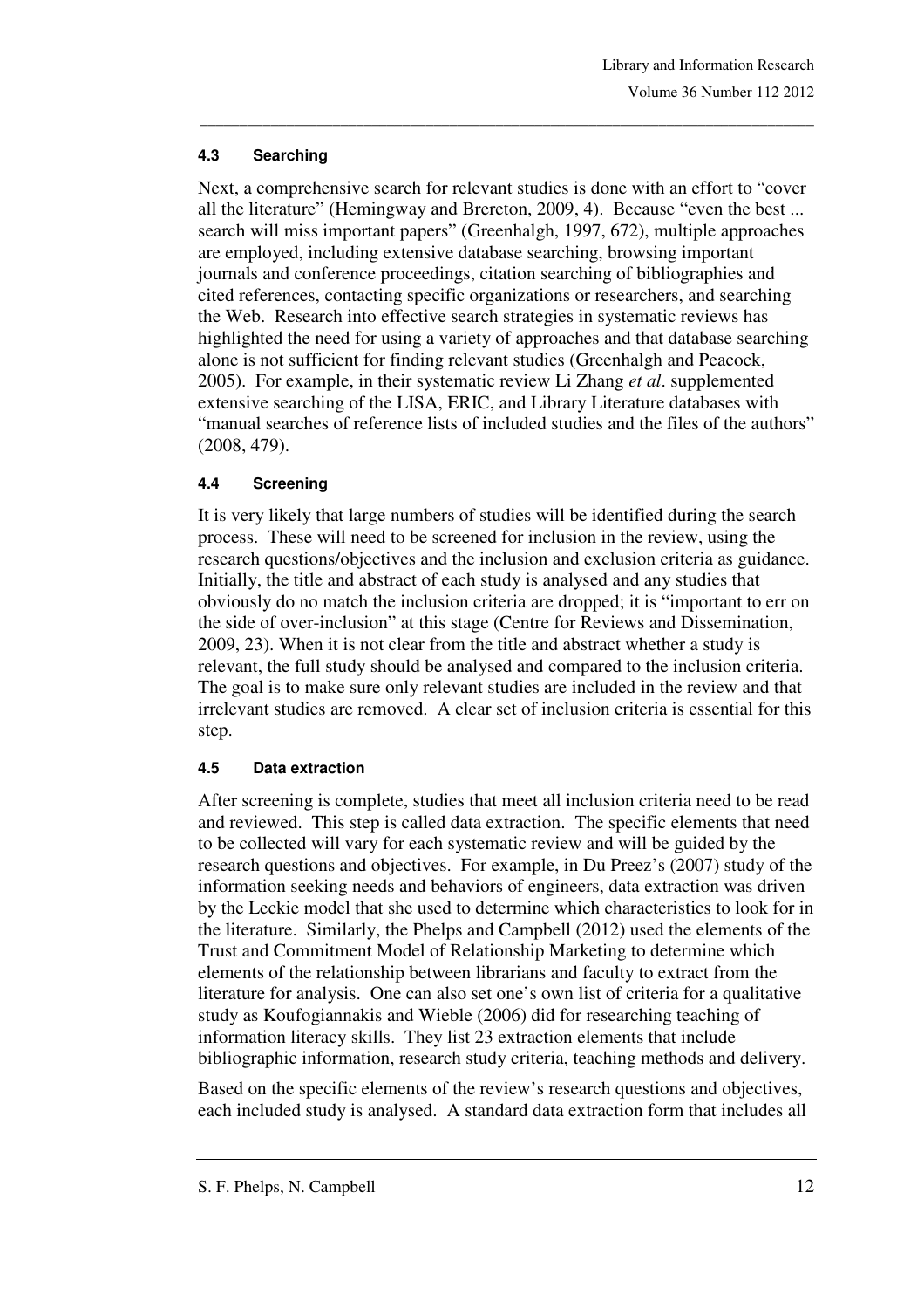### 4.3 Searching

Next, a comprehensive search for relevant studies is done with an effort to "cover all the literature" (Hemingway and Brereton, 2009, 4). Because "even the best ... search will miss important papers" (Greenhalgh, 1997, 672), multiple approaches are employed, including extensive database searching, browsing important journals and conference proceedings, citation searching of bibliographies and cited references, contacting specific organizations or researchers, and searching the Web. Research into effective search strategies in systematic reviews has highlighted the need for using a variety of approaches and that database searching alone is not sufficient for finding relevant studies (Greenhalgh and Peacock, 2005). For example, in their systematic review Li Zhang *et al*. supplemented extensive searching of the LISA, ERIC, and Library Literature databases with "manual searches of reference lists of included studies and the files of the authors" (2008, 479).

### 4.4 Screening

It is very likely that large numbers of studies will be identified during the search process. These will need to be screened for inclusion in the review, using the research questions/objectives and the inclusion and exclusion criteria as guidance. Initially, the title and abstract of each study is analysed and any studies that obviously do no match the inclusion criteria are dropped; it is "important to err on the side of over-inclusion" at this stage (Centre for Reviews and Dissemination, 2009, 23). When it is not clear from the title and abstract whether a study is relevant, the full study should be analysed and compared to the inclusion criteria. The goal is to make sure only relevant studies are included in the review and that irrelevant studies are removed. A clear set of inclusion criteria is essential for this step.

### 4.5 Data extraction

After screening is complete, studies that meet all inclusion criteria need to be read and reviewed. This step is called data extraction. The specific elements that need to be collected will vary for each systematic review and will be guided by the research questions and objectives. For example, in Du Preez's (2007) study of the information seeking needs and behaviors of engineers, data extraction was driven by the Leckie model that she used to determine which characteristics to look for in the literature. Similarly, the Phelps and Campbell (2012) used the elements of the Trust and Commitment Model of Relationship Marketing to determine which elements of the relationship between librarians and faculty to extract from the literature for analysis. One can also set one's own list of criteria for a qualitative study as Koufogiannakis and Wieble (2006) did for researching teaching of information literacy skills. They list 23 extraction elements that include bibliographic information, research study criteria, teaching methods and delivery.

Based on the specific elements of the review's research questions and objectives, each included study is analysed. A standard data extraction form that includes all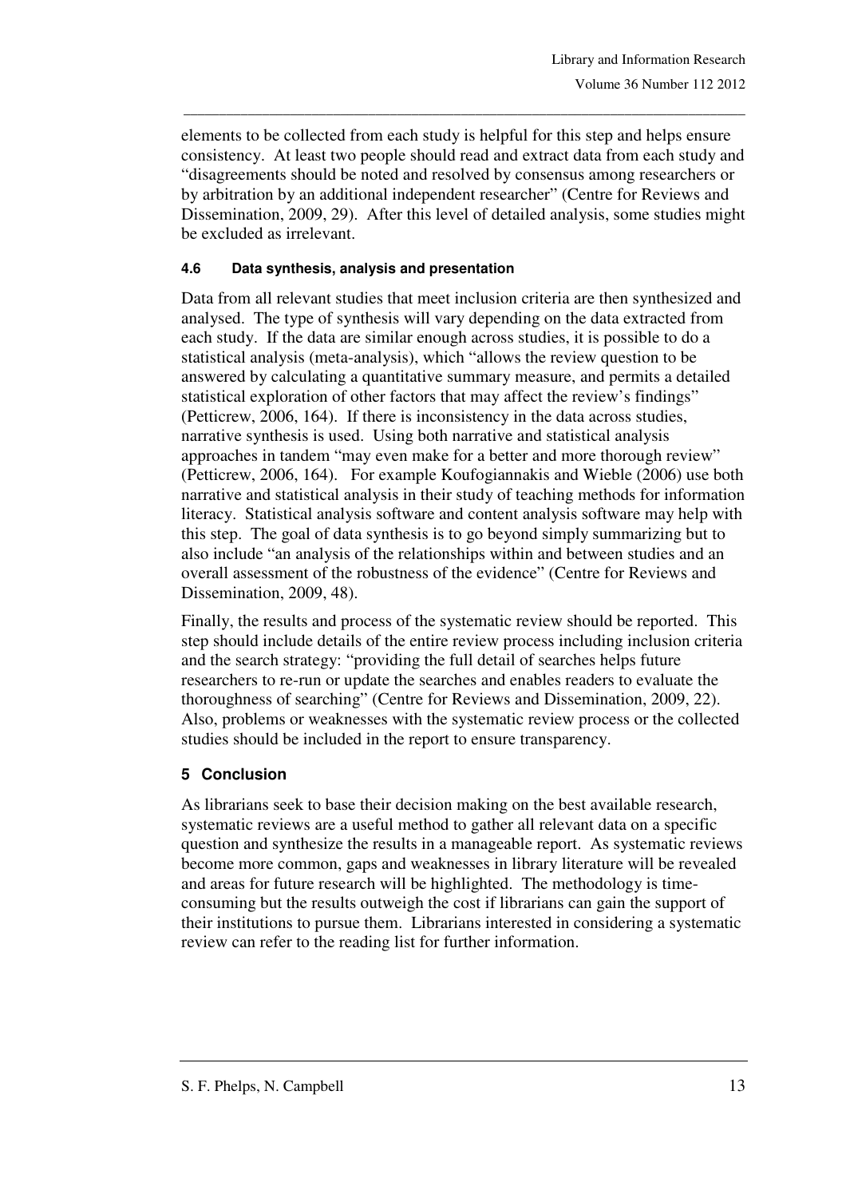elements to be collected from each study is helpful for this step and helps ensure consistency. At least two people should read and extract data from each study and "disagreements should be noted and resolved by consensus among researchers or by arbitration by an additional independent researcher" (Centre for Reviews and Dissemination, 2009, 29). After this level of detailed analysis, some studies might be excluded as irrelevant.

### 4.6 Data synthesis, analysis and presentation

Data from all relevant studies that meet inclusion criteria are then synthesized and analysed. The type of synthesis will vary depending on the data extracted from each study. If the data are similar enough across studies, it is possible to do a statistical analysis (meta-analysis), which "allows the review question to be answered by calculating a quantitative summary measure, and permits a detailed statistical exploration of other factors that may affect the review's findings" (Petticrew, 2006, 164). If there is inconsistency in the data across studies, narrative synthesis is used. Using both narrative and statistical analysis approaches in tandem "may even make for a better and more thorough review" (Petticrew, 2006, 164). For example Koufogiannakis and Wieble (2006) use both narrative and statistical analysis in their study of teaching methods for information literacy. Statistical analysis software and content analysis software may help with this step. The goal of data synthesis is to go beyond simply summarizing but to also include "an analysis of the relationships within and between studies and an overall assessment of the robustness of the evidence" (Centre for Reviews and Dissemination, 2009, 48).

Finally, the results and process of the systematic review should be reported. This step should include details of the entire review process including inclusion criteria and the search strategy: "providing the full detail of searches helps future researchers to re-run or update the searches and enables readers to evaluate the thoroughness of searching" (Centre for Reviews and Dissemination, 2009, 22). Also, problems or weaknesses with the systematic review process or the collected studies should be included in the report to ensure transparency.

## 5 Conclusion

As librarians seek to base their decision making on the best available research, systematic reviews are a useful method to gather all relevant data on a specific question and synthesize the results in a manageable report. As systematic reviews become more common, gaps and weaknesses in library literature will be revealed and areas for future research will be highlighted. The methodology is time-consuming but the results outweigh the cost if librarians can gain the support of their institutions to pursue them. Librarians interested in considering a systematic review can refer to the reading list for further information.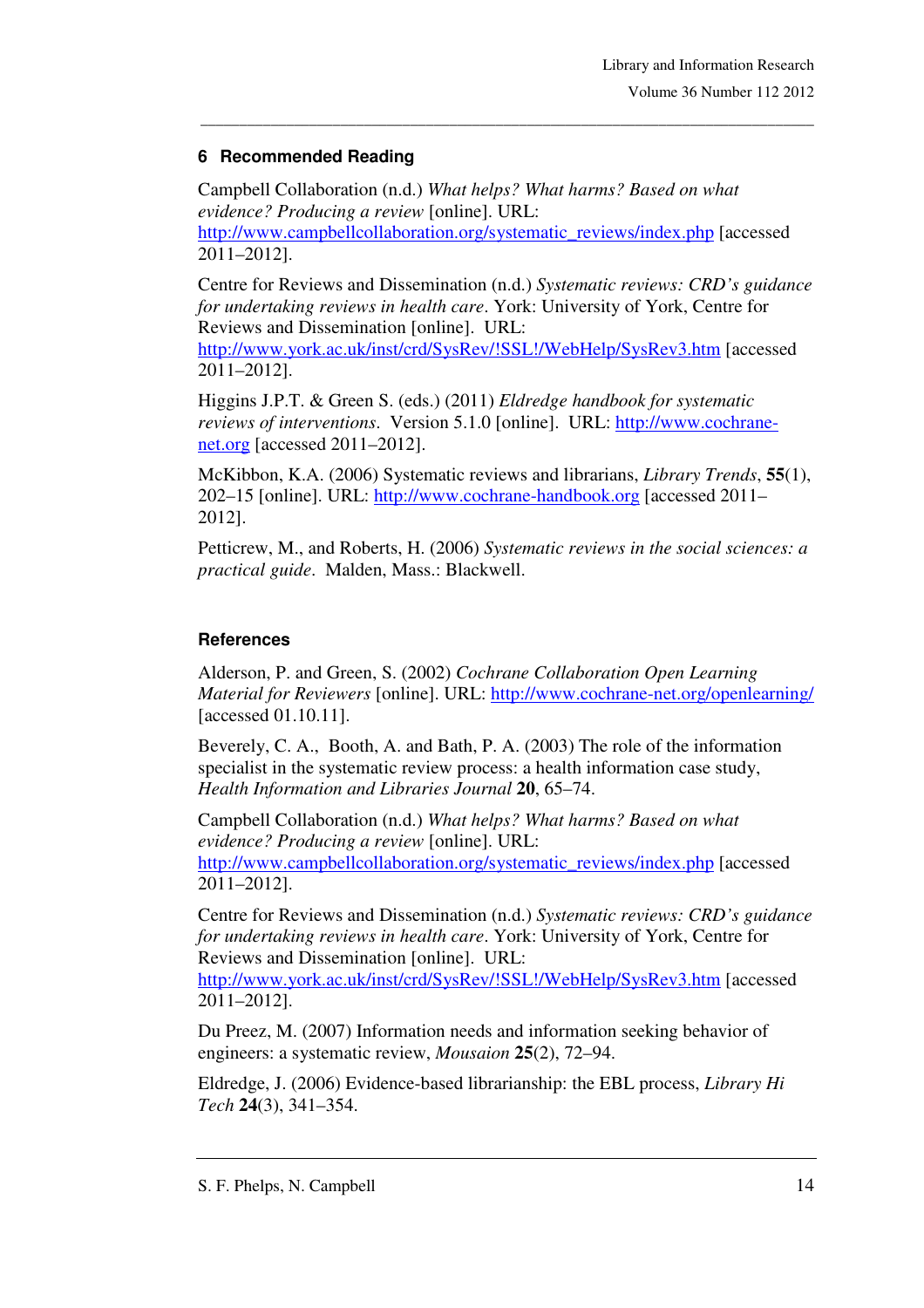## 6 Recommended Reading

Campbell Collaboration (n.d.) *What helps? What harms? Based on what evidence? Producing a review* [online]. URL: http://www.campbellcollaboration.org/systematic_reviews/index.php [accessed 2011–2012].

Centre for Reviews and Dissemination (n.d.) *Systematic reviews: CRD's guidance for undertaking reviews in health care*. York: University of York, Centre for Reviews and Dissemination [online]. URL: http://www.york.ac.uk/inst/crd/SysRev/!SSL!/WebHelp/SysRev3.htm [accessed 2011–2012].

Higgins J.P.T. & Green S. (eds.) (2011) *Eldredge handbook for systematic reviews of interventions*. Version 5.1.0 [online]. URL: http://www.cochrane-net.org [accessed 2011–2012].

McKibbon, K.A. (2006) Systematic reviews and librarians, *Library Trends*, **55**(1), 202–15 [online]. URL: http://www.cochrane-handbook.org [accessed 2011–2012].

Petticrew, M., and Roberts, H. (2006) *Systematic reviews in the social sciences: a practical guide*. Malden, Mass.: Blackwell.

## References

Alderson, P. and Green, S. (2002) *Cochrane Collaboration Open Learning Material for Reviewers* [online]. URL: http://www.cochrane-net.org/openlearning/ [accessed 01.10.11].

Beverely, C. A., Booth, A. and Bath, P. A. (2003) The role of the information specialist in the systematic review process: a health information case study, *Health Information and Libraries Journal* **20**, 65–74.

Campbell Collaboration (n.d.) *What helps? What harms? Based on what evidence? Producing a review* [online]. URL: http://www.campbellcollaboration.org/systematic_reviews/index.php [accessed 2011–2012].

Centre for Reviews and Dissemination (n.d.) *Systematic reviews: CRD's guidance for undertaking reviews in health care*. York: University of York, Centre for Reviews and Dissemination [online]. URL: http://www.york.ac.uk/inst/crd/SysRev/!SSL!/WebHelp/SysRev3.htm [accessed 2011–2012].

Du Preez, M. (2007) Information needs and information seeking behavior of engineers: a systematic review, *Mousaion* **25**(2), 72–94.

Eldredge, J. (2006) Evidence-based librarianship: the EBL process, *Library Hi Tech* **24**(3), 341–354.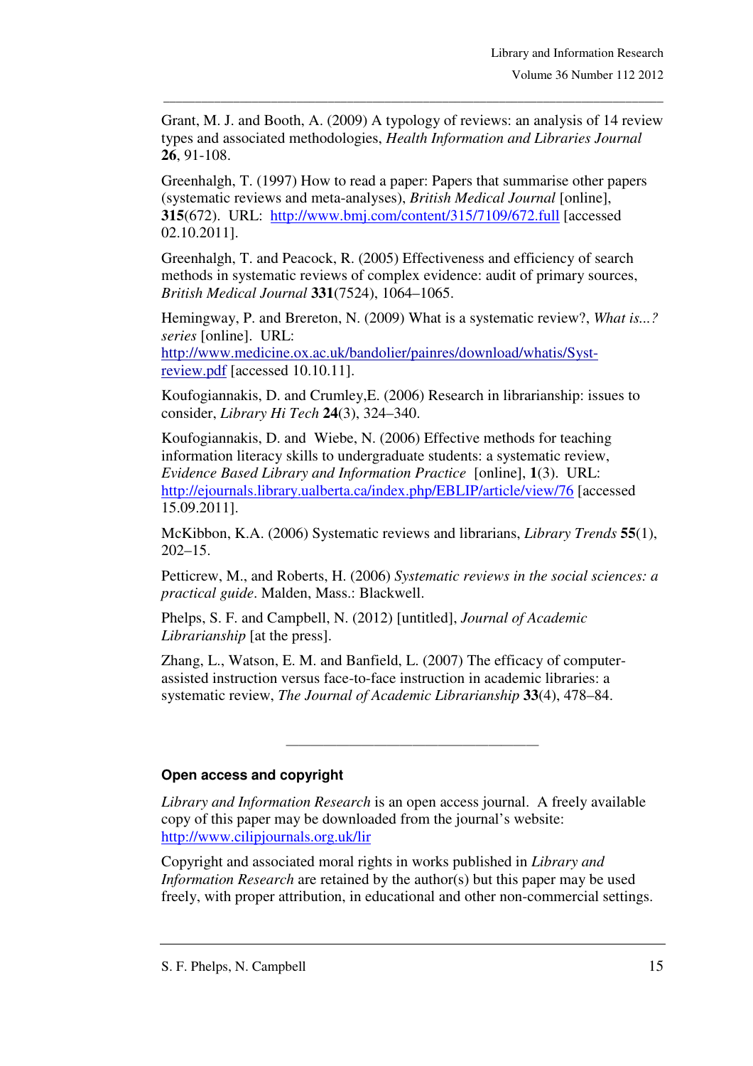Grant, M. J. and Booth, A. (2009) A typology of reviews: an analysis of 14 review types and associated methodologies, *Health Information and Libraries Journal* **26**, 91-108.

Greenhalgh, T. (1997) How to read a paper: Papers that summarise other papers (systematic reviews and meta-analyses), *British Medical Journal* [online], **315**(672). URL: http://www.bmj.com/content/315/7109/672.full [accessed 02.10.2011].

Greenhalgh, T. and Peacock, R. (2005) Effectiveness and efficiency of search methods in systematic reviews of complex evidence: audit of primary sources, *British Medical Journal* **331**(7524), 1064–1065.

Hemingway, P. and Brereton, N. (2009) What is a systematic review?, *What is...? series* [online]. URL: http://www.medicine.ox.ac.uk/bandolier/painres/download/whatis/Syst-review.pdf [accessed 10.10.11].

Koufogiannakis, D. and Crumley,E. (2006) Research in librarianship: issues to consider, *Library Hi Tech* **24**(3), 324–340.

Koufogiannakis, D. and Wiebe, N. (2006) Effective methods for teaching information literacy skills to undergraduate students: a systematic review, *Evidence Based Library and Information Practice* [online], **1**(3). URL: http://ejournals.library.ualberta.ca/index.php/EBLIP/article/view/76 [accessed 15.09.2011].

McKibbon, K.A. (2006) Systematic reviews and librarians, *Library Trends* **55**(1), 202–15.

Petticrew, M., and Roberts, H. (2006) *Systematic reviews in the social sciences: a practical guide*. Malden, Mass.: Blackwell.

Phelps, S. F. and Campbell, N. (2012) [untitled], *Journal of Academic Librarianship* [at the press].

Zhang, L., Watson, E. M. and Banfield, L. (2007) The efficacy of computer-assisted instruction versus face-to-face instruction in academic libraries: a systematic review, *The Journal of Academic Librarianship* **33**(4), 478–84.

---

### Open access and copyright

*Library and Information Research* is an open access journal. A freely available copy of this paper may be downloaded from the journal's website: http://www.cilipjournals.org.uk/lir

Copyright and associated moral rights in works published in *Library and Information Research* are retained by the author(s) but this paper may be used freely, with proper attribution, in educational and other non-commercial settings.